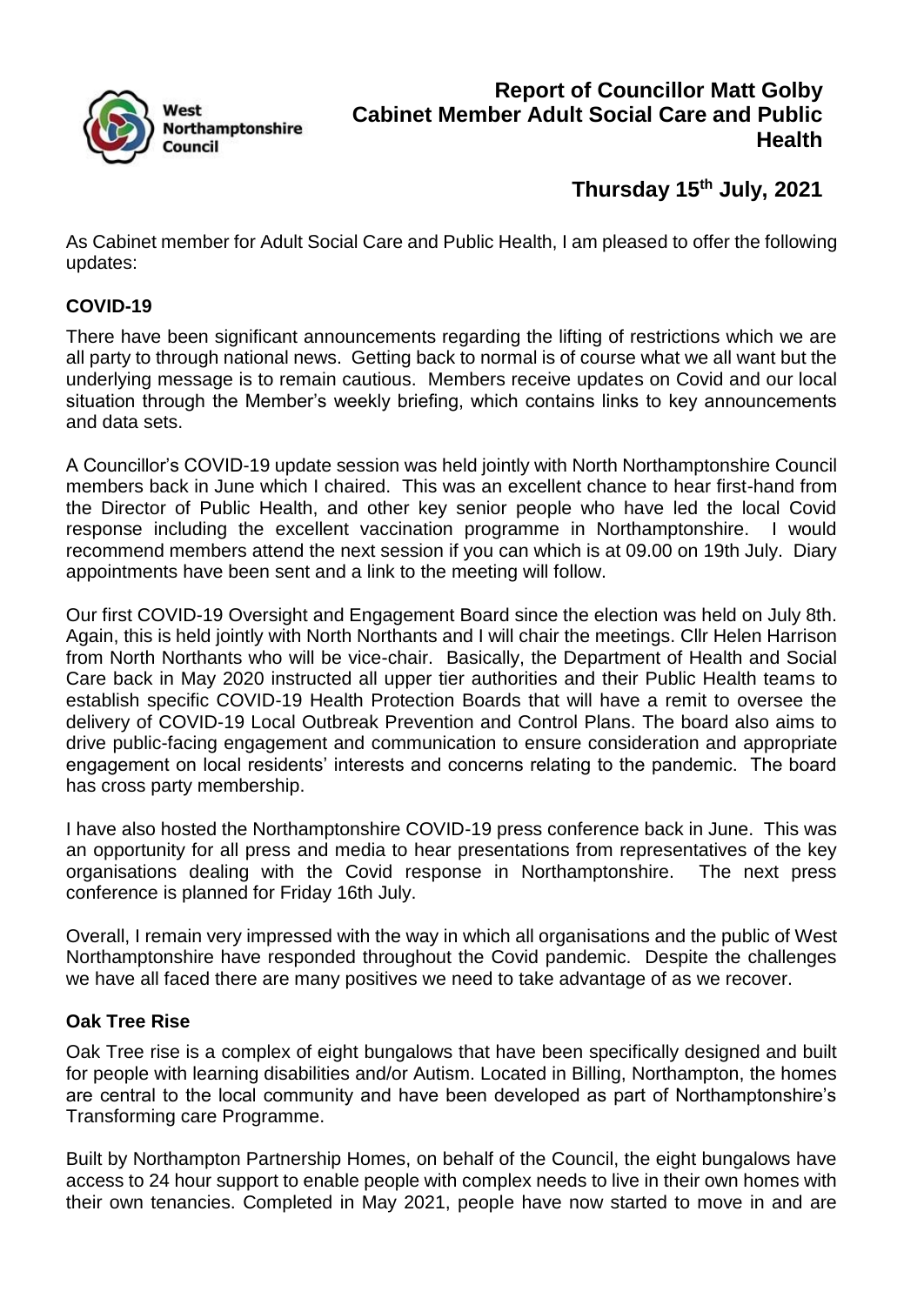**Report of Councillor Matt Golby**
**Cabinet Member Adult Social Care and Public Health**

**Thursday 15th July, 2021**

As Cabinet member for Adult Social Care and Public Health, I am pleased to offer the following updates:

## COVID-19

There have been significant announcements regarding the lifting of restrictions which we are all party to through national news. Getting back to normal is of course what we all want but the underlying message is to remain cautious. Members receive updates on Covid and our local situation through the Member's weekly briefing, which contains links to key announcements and data sets.

A Councillor's COVID-19 update session was held jointly with North Northamptonshire Council members back in June which I chaired. This was an excellent chance to hear first-hand from the Director of Public Health, and other key senior people who have led the local Covid response including the excellent vaccination programme in Northamptonshire. I would recommend members attend the next session if you can which is at 09.00 on 19th July. Diary appointments have been sent and a link to the meeting will follow.

Our first COVID-19 Oversight and Engagement Board since the election was held on July 8th. Again, this is held jointly with North Northants and I will chair the meetings. Cllr Helen Harrison from North Northants who will be vice-chair. Basically, the Department of Health and Social Care back in May 2020 instructed all upper tier authorities and their Public Health teams to establish specific COVID-19 Health Protection Boards that will have a remit to oversee the delivery of COVID-19 Local Outbreak Prevention and Control Plans. The board also aims to drive public-facing engagement and communication to ensure consideration and appropriate engagement on local residents' interests and concerns relating to the pandemic. The board has cross party membership.

I have also hosted the Northamptonshire COVID-19 press conference back in June. This was an opportunity for all press and media to hear presentations from representatives of the key organisations dealing with the Covid response in Northamptonshire. The next press conference is planned for Friday 16th July.

Overall, I remain very impressed with the way in which all organisations and the public of West Northamptonshire have responded throughout the Covid pandemic. Despite the challenges we have all faced there are many positives we need to take advantage of as we recover.

## Oak Tree Rise

Oak Tree rise is a complex of eight bungalows that have been specifically designed and built for people with learning disabilities and/or Autism. Located in Billing, Northampton, the homes are central to the local community and have been developed as part of Northamptonshire's Transforming care Programme.

Built by Northampton Partnership Homes, on behalf of the Council, the eight bungalows have access to 24 hour support to enable people with complex needs to live in their own homes with their own tenancies. Completed in May 2021, people have now started to move in and are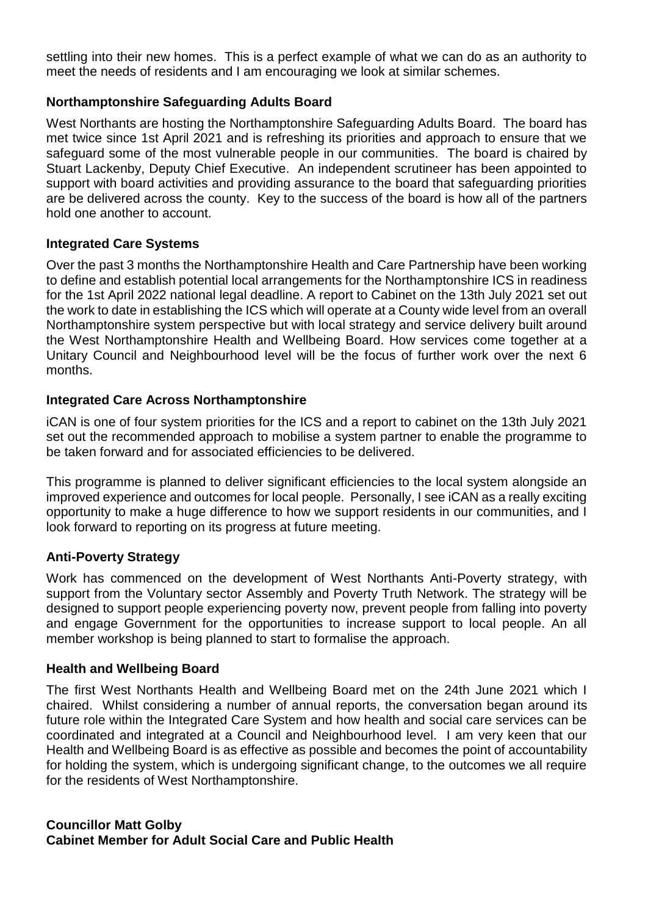settling into their new homes. This is a perfect example of what we can do as an authority to meet the needs of residents and I am encouraging we look at similar schemes.

**Northamptonshire Safeguarding Adults Board**

West Northants are hosting the Northamptonshire Safeguarding Adults Board. The board has met twice since 1st April 2021 and is refreshing its priorities and approach to ensure that we safeguard some of the most vulnerable people in our communities. The board is chaired by Stuart Lackenby, Deputy Chief Executive. An independent scrutineer has been appointed to support with board activities and providing assurance to the board that safeguarding priorities are be delivered across the county. Key to the success of the board is how all of the partners hold one another to account.

**Integrated Care Systems**

Over the past 3 months the Northamptonshire Health and Care Partnership have been working to define and establish potential local arrangements for the Northamptonshire ICS in readiness for the 1st April 2022 national legal deadline. A report to Cabinet on the 13th July 2021 set out the work to date in establishing the ICS which will operate at a County wide level from an overall Northamptonshire system perspective but with local strategy and service delivery built around the West Northamptonshire Health and Wellbeing Board. How services come together at a Unitary Council and Neighbourhood level will be the focus of further work over the next 6 months.

**Integrated Care Across Northamptonshire**

iCAN is one of four system priorities for the ICS and a report to cabinet on the 13th July 2021 set out the recommended approach to mobilise a system partner to enable the programme to be taken forward and for associated efficiencies to be delivered.

This programme is planned to deliver significant efficiencies to the local system alongside an improved experience and outcomes for local people. Personally, I see iCAN as a really exciting opportunity to make a huge difference to how we support residents in our communities, and I look forward to reporting on its progress at future meeting.

**Anti-Poverty Strategy**

Work has commenced on the development of West Northants Anti-Poverty strategy, with support from the Voluntary sector Assembly and Poverty Truth Network. The strategy will be designed to support people experiencing poverty now, prevent people from falling into poverty and engage Government for the opportunities to increase support to local people. An all member workshop is being planned to start to formalise the approach.

**Health and Wellbeing Board**

The first West Northants Health and Wellbeing Board met on the 24th June 2021 which I chaired. Whilst considering a number of annual reports, the conversation began around its future role within the Integrated Care System and how health and social care services can be coordinated and integrated at a Council and Neighbourhood level. I am very keen that our Health and Wellbeing Board is as effective as possible and becomes the point of accountability for holding the system, which is undergoing significant change, to the outcomes we all require for the residents of West Northamptonshire.

**Councillor Matt Golby**
**Cabinet Member for Adult Social Care and Public Health**